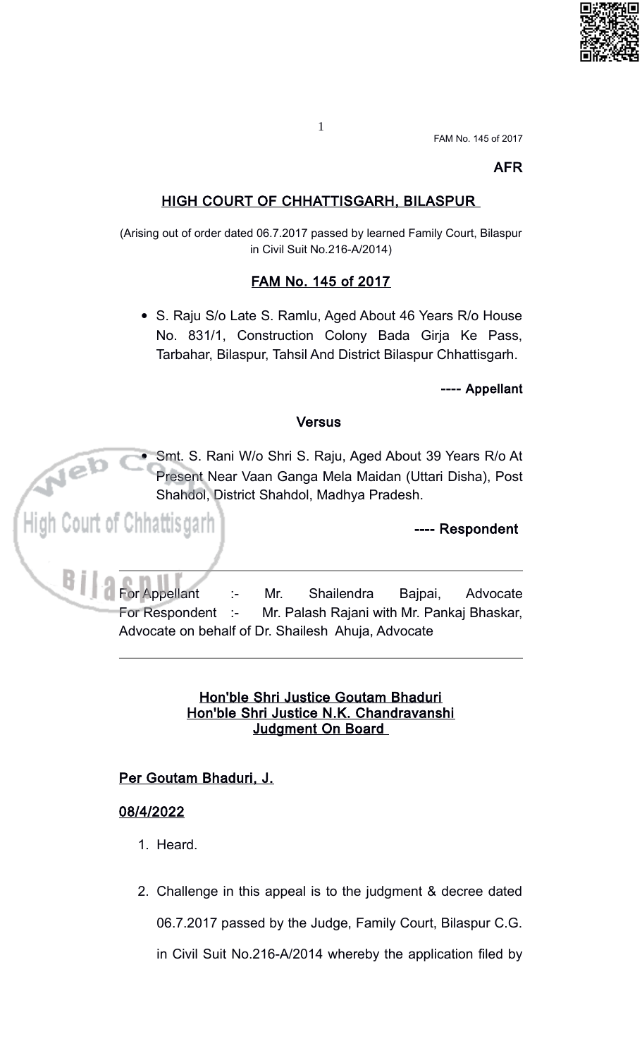**AFR**

## HIGH COURT OF CHHATTISGARH, BILASPUR

(Arising out of order dated 06.7.2017 passed by learned Family Court, Bilaspur in Civil Suit No.216-A/2014)

### FAM No. 145 of 2017

- S. Raju S/o Late S. Ramlu, Aged About 46 Years R/o House No. 831/1, Construction Colony Bada Girja Ke Pass, Tarbahar, Bilaspur, Tahsil And District Bilaspur Chhattisgarh.

---- **Appellant**

**Versus**

- Smt. S. Rani W/o Shri S. Raju, Aged About 39 Years R/o At Present Near Vaan Ganga Mela Maidan (Uttari Disha), Post Shahdol, District Shahdol, Madhya Pradesh.

---- **Respondent**

---

For Appellant :- Mr. Shailendra Bajpai, Advocate
For Respondent :- Mr. Palash Rajani with Mr. Pankaj Bhaskar, Advocate on behalf of Dr. Shailesh Ahuja, Advocate

---

**Hon'ble Shri Justice Goutam Bhaduri**
**Hon'ble Shri Justice N.K. Chandravanshi**
**Judgment On Board**

**Per Goutam Bhaduri, J.**

**08/4/2022**

1. Heard.

2. Challenge in this appeal is to the judgment & decree dated 06.7.2017 passed by the Judge, Family Court, Bilaspur C.G. in Civil Suit No.216-A/2014 whereby the application filed by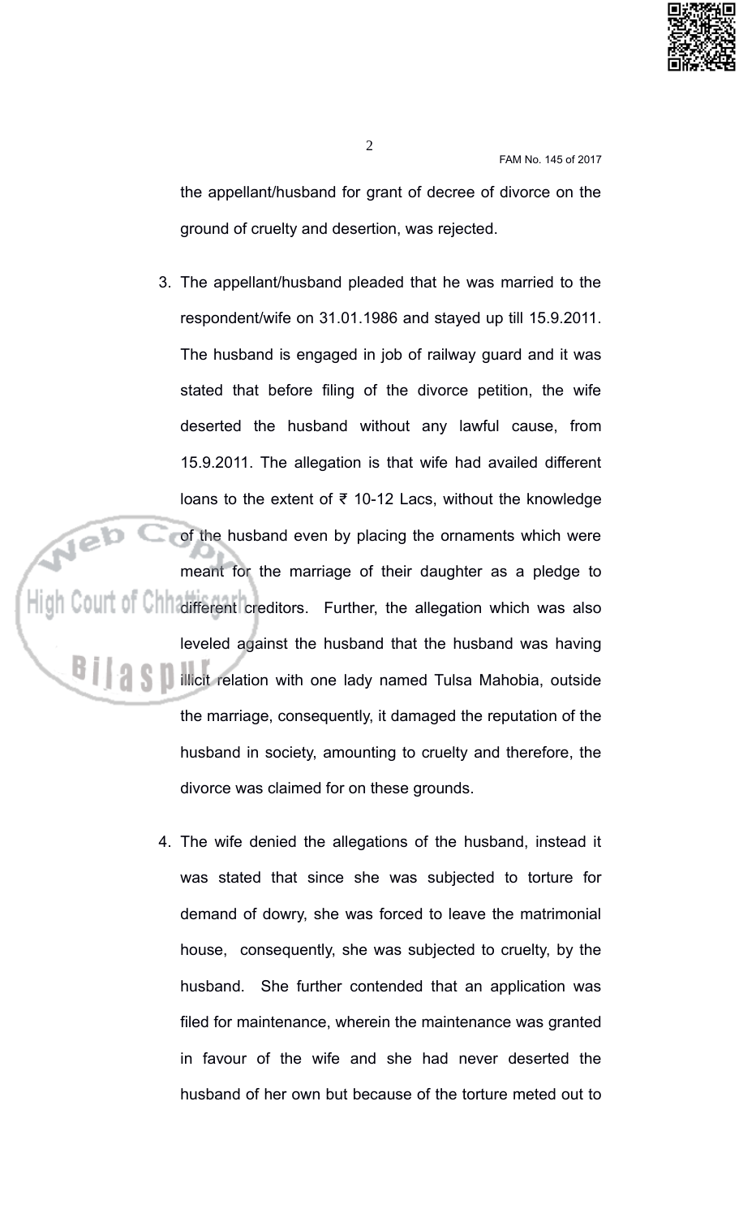the appellant/husband for grant of decree of divorce on the ground of cruelty and desertion, was rejected.

3. The appellant/husband pleaded that he was married to the respondent/wife on 31.01.1986 and stayed up till 15.9.2011. The husband is engaged in job of railway guard and it was stated that before filing of the divorce petition, the wife deserted the husband without any lawful cause, from 15.9.2011. The allegation is that wife had availed different loans to the extent of ₹ 10-12 Lacs, without the knowledge of the husband even by placing the ornaments which were meant for the marriage of their daughter as a pledge to different creditors. Further, the allegation which was also leveled against the husband that the husband was having illicit relation with one lady named Tulsa Mahobia, outside the marriage, consequently, it damaged the reputation of the husband in society, amounting to cruelty and therefore, the divorce was claimed for on these grounds.

4. The wife denied the allegations of the husband, instead it was stated that since she was subjected to torture for demand of dowry, she was forced to leave the matrimonial house, consequently, she was subjected to cruelty, by the husband. She further contended that an application was filed for maintenance, wherein the maintenance was granted in favour of the wife and she had never deserted the husband of her own but because of the torture meted out to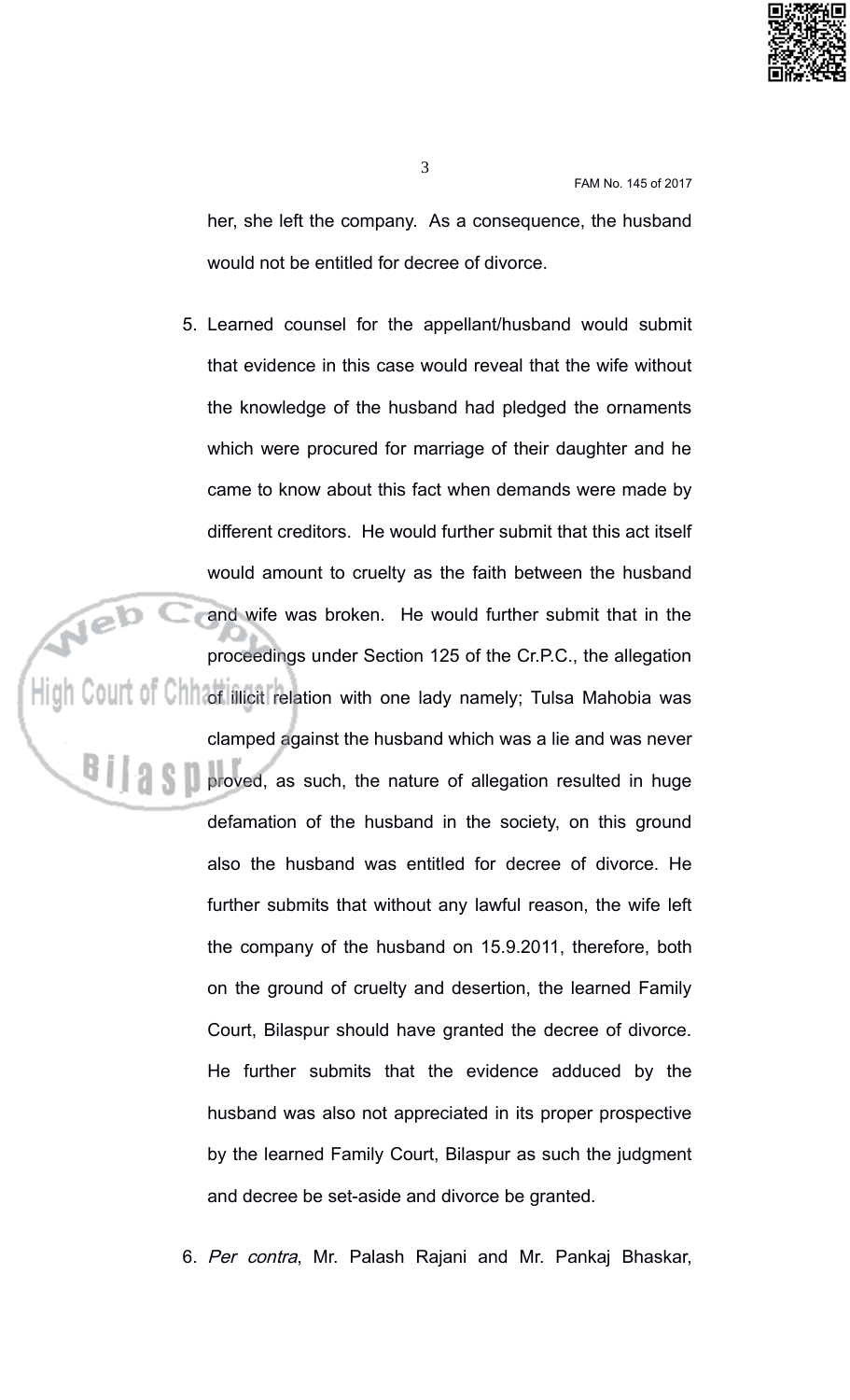her, she left the company. As a consequence, the husband would not be entitled for decree of divorce.

5. Learned counsel for the appellant/husband would submit that evidence in this case would reveal that the wife without the knowledge of the husband had pledged the ornaments which were procured for marriage of their daughter and he came to know about this fact when demands were made by different creditors. He would further submit that this act itself would amount to cruelty as the faith between the husband and wife was broken. He would further submit that in the proceedings under Section 125 of the Cr.P.C., the allegation of illicit relation with one lady namely; Tulsa Mahobia was clamped against the husband which was a lie and was never proved, as such, the nature of allegation resulted in huge defamation of the husband in the society, on this ground also the husband was entitled for decree of divorce. He further submits that without any lawful reason, the wife left the company of the husband on 15.9.2011, therefore, both on the ground of cruelty and desertion, the learned Family Court, Bilaspur should have granted the decree of divorce. He further submits that the evidence adduced by the husband was also not appreciated in its proper prospective by the learned Family Court, Bilaspur as such the judgment and decree be set-aside and divorce be granted.

6. *Per contra*, Mr. Palash Rajani and Mr. Pankaj Bhaskar,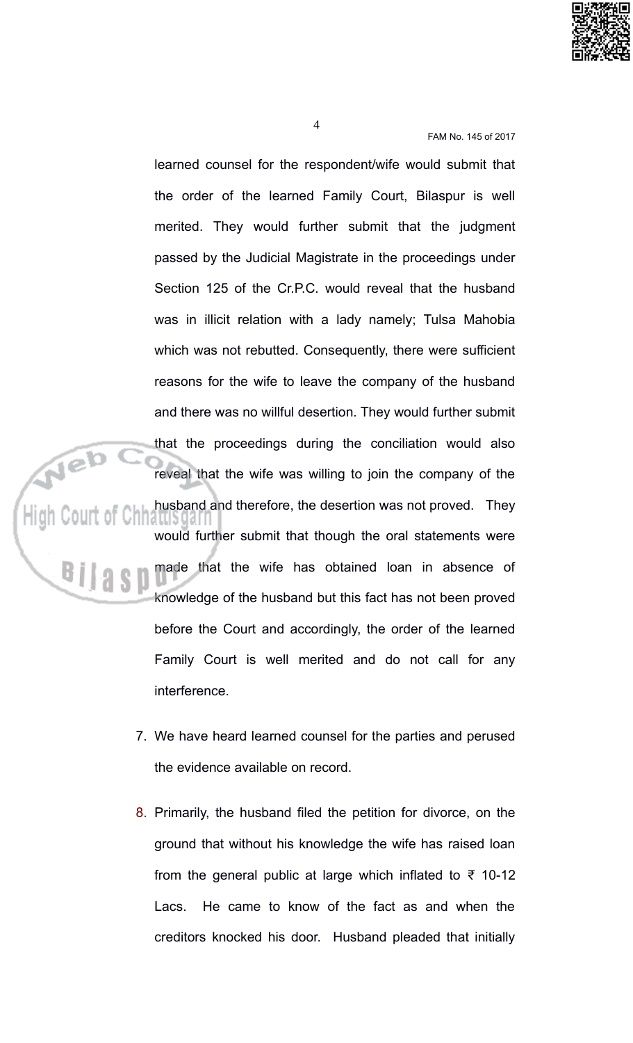learned counsel for the respondent/wife would submit that the order of the learned Family Court, Bilaspur is well merited. They would further submit that the judgment passed by the Judicial Magistrate in the proceedings under Section 125 of the Cr.P.C. would reveal that the husband was in illicit relation with a lady namely; Tulsa Mahobia which was not rebutted. Consequently, there were sufficient reasons for the wife to leave the company of the husband and there was no willful desertion. They would further submit that the proceedings during the conciliation would also reveal that the wife was willing to join the company of the husband and therefore, the desertion was not proved. They would further submit that though the oral statements were made that the wife has obtained loan in absence of knowledge of the husband but this fact has not been proved before the Court and accordingly, the order of the learned Family Court is well merited and do not call for any interference.

7. We have heard learned counsel for the parties and perused the evidence available on record.

8. Primarily, the husband filed the petition for divorce, on the ground that without his knowledge the wife has raised loan from the general public at large which inflated to ₹ 10-12 Lacs. He came to know of the fact as and when the creditors knocked his door. Husband pleaded that initially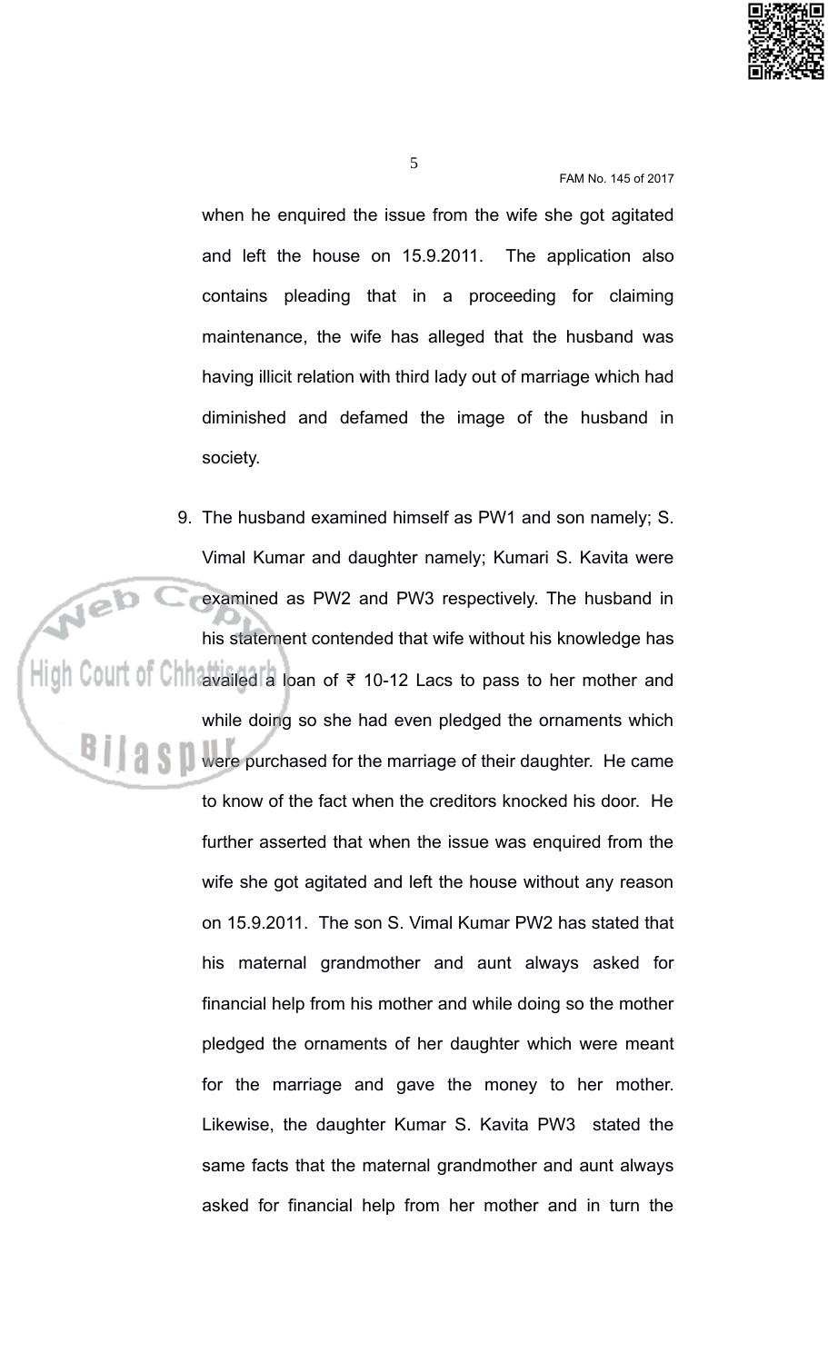when he enquired the issue from the wife she got agitated and left the house on 15.9.2011. The application also contains pleading that in a proceeding for claiming maintenance, the wife has alleged that the husband was having illicit relation with third lady out of marriage which had diminished and defamed the image of the husband in society.

9. The husband examined himself as PW1 and son namely; S. Vimal Kumar and daughter namely; Kumari S. Kavita were examined as PW2 and PW3 respectively. The husband in his statement contended that wife without his knowledge has availed a loan of ₹ 10-12 Lacs to pass to her mother and while doing so she had even pledged the ornaments which were purchased for the marriage of their daughter. He came to know of the fact when the creditors knocked his door. He further asserted that when the issue was enquired from the wife she got agitated and left the house without any reason on 15.9.2011. The son S. Vimal Kumar PW2 has stated that his maternal grandmother and aunt always asked for financial help from his mother and while doing so the mother pledged the ornaments of her daughter which were meant for the marriage and gave the money to her mother. Likewise, the daughter Kumar S. Kavita PW3 stated the same facts that the maternal grandmother and aunt always asked for financial help from her mother and in turn the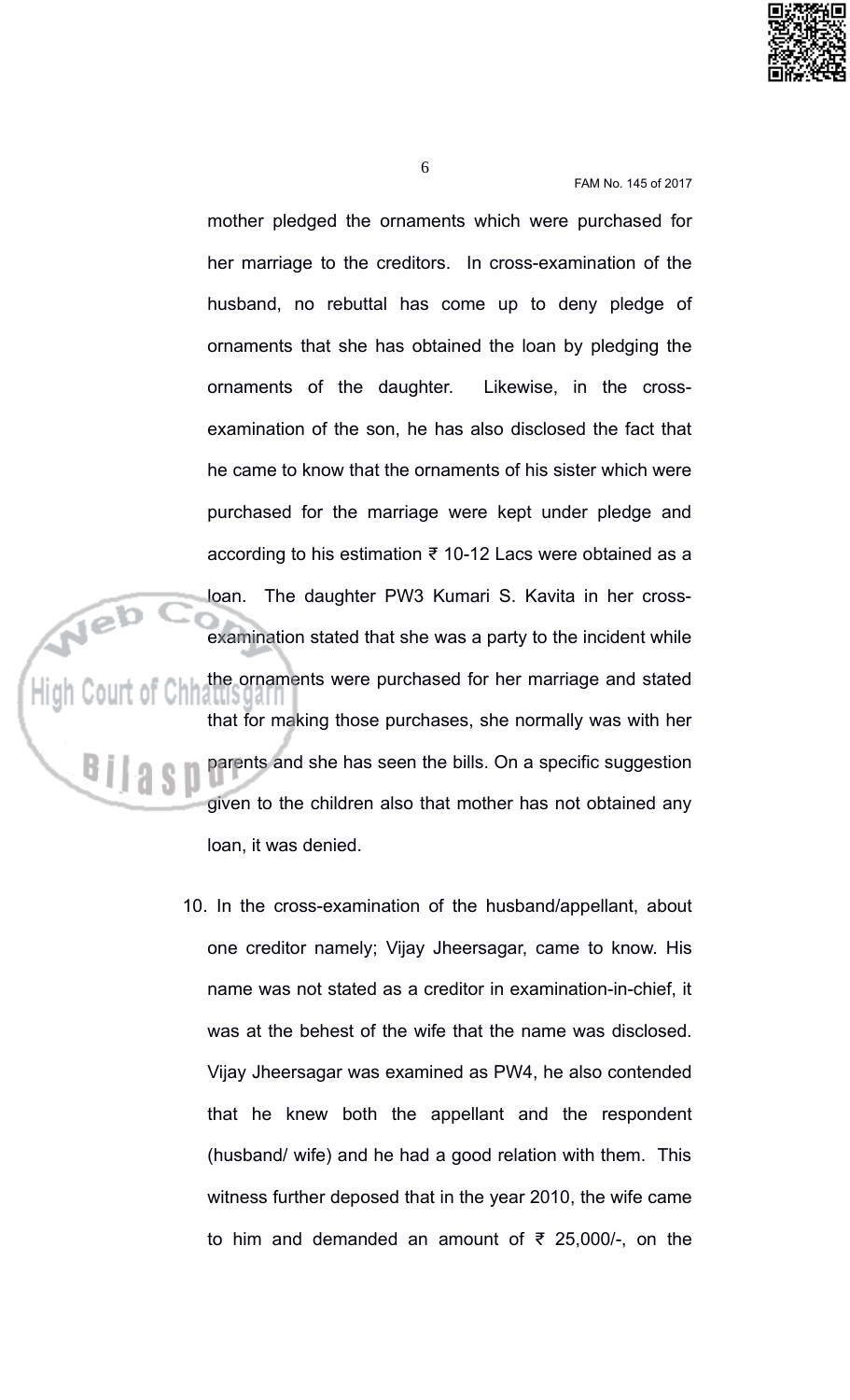mother pledged the ornaments which were purchased for her marriage to the creditors. In cross-examination of the husband, no rebuttal has come up to deny pledge of ornaments that she has obtained the loan by pledging the ornaments of the daughter. Likewise, in the cross-examination of the son, he has also disclosed the fact that he came to know that the ornaments of his sister which were purchased for the marriage were kept under pledge and according to his estimation ₹ 10-12 Lacs were obtained as a loan. The daughter PW3 Kumari S. Kavita in her cross-examination stated that she was a party to the incident while the ornaments were purchased for her marriage and stated that for making those purchases, she normally was with her parents and she has seen the bills. On a specific suggestion given to the children also that mother has not obtained any loan, it was denied.

10. In the cross-examination of the husband/appellant, about one creditor namely; Vijay Jheersagar, came to know. His name was not stated as a creditor in examination-in-chief, it was at the behest of the wife that the name was disclosed. Vijay Jheersagar was examined as PW4, he also contended that he knew both the appellant and the respondent (husband/ wife) and he had a good relation with them. This witness further deposed that in the year 2010, the wife came to him and demanded an amount of ₹ 25,000/-, on the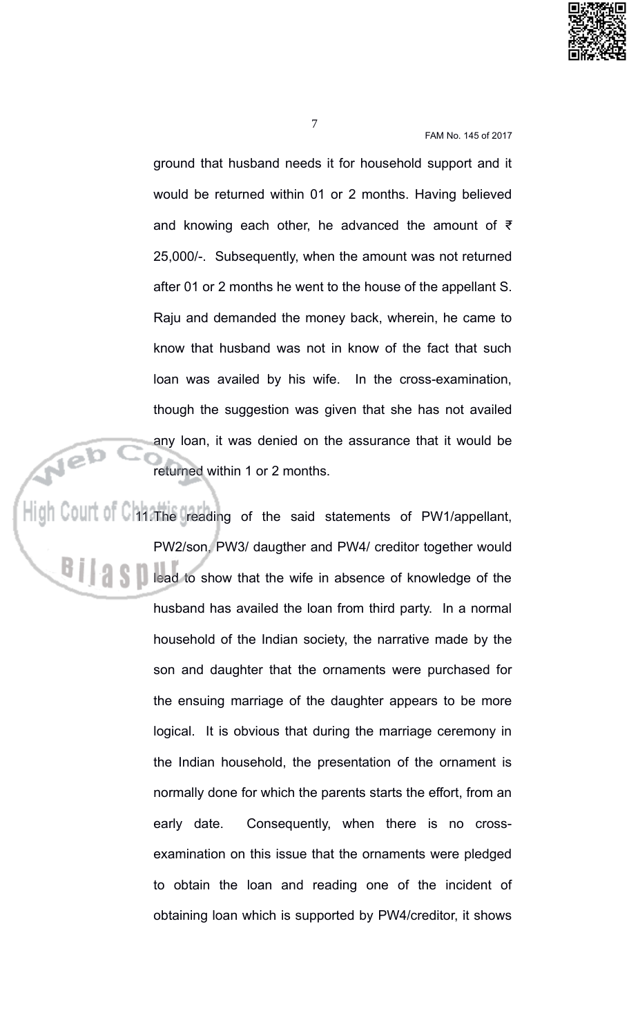ground that husband needs it for household support and it would be returned within 01 or 2 months. Having believed and knowing each other, he advanced the amount of ₹ 25,000/-. Subsequently, when the amount was not returned after 01 or 2 months he went to the house of the appellant S. Raju and demanded the money back, wherein, he came to know that husband was not in know of the fact that such loan was availed by his wife. In the cross-examination, though the suggestion was given that she has not availed any loan, it was denied on the assurance that it would be returned within 1 or 2 months.

11. The reading of the said statements of PW1/appellant, PW2/son, PW3/ daugther and PW4/ creditor together would lead to show that the wife in absence of knowledge of the husband has availed the loan from third party. In a normal household of the Indian society, the narrative made by the son and daughter that the ornaments were purchased for the ensuing marriage of the daughter appears to be more logical. It is obvious that during the marriage ceremony in the Indian household, the presentation of the ornament is normally done for which the parents starts the effort, from an early date. Consequently, when there is no cross-examination on this issue that the ornaments were pledged to obtain the loan and reading one of the incident of obtaining loan which is supported by PW4/creditor, it shows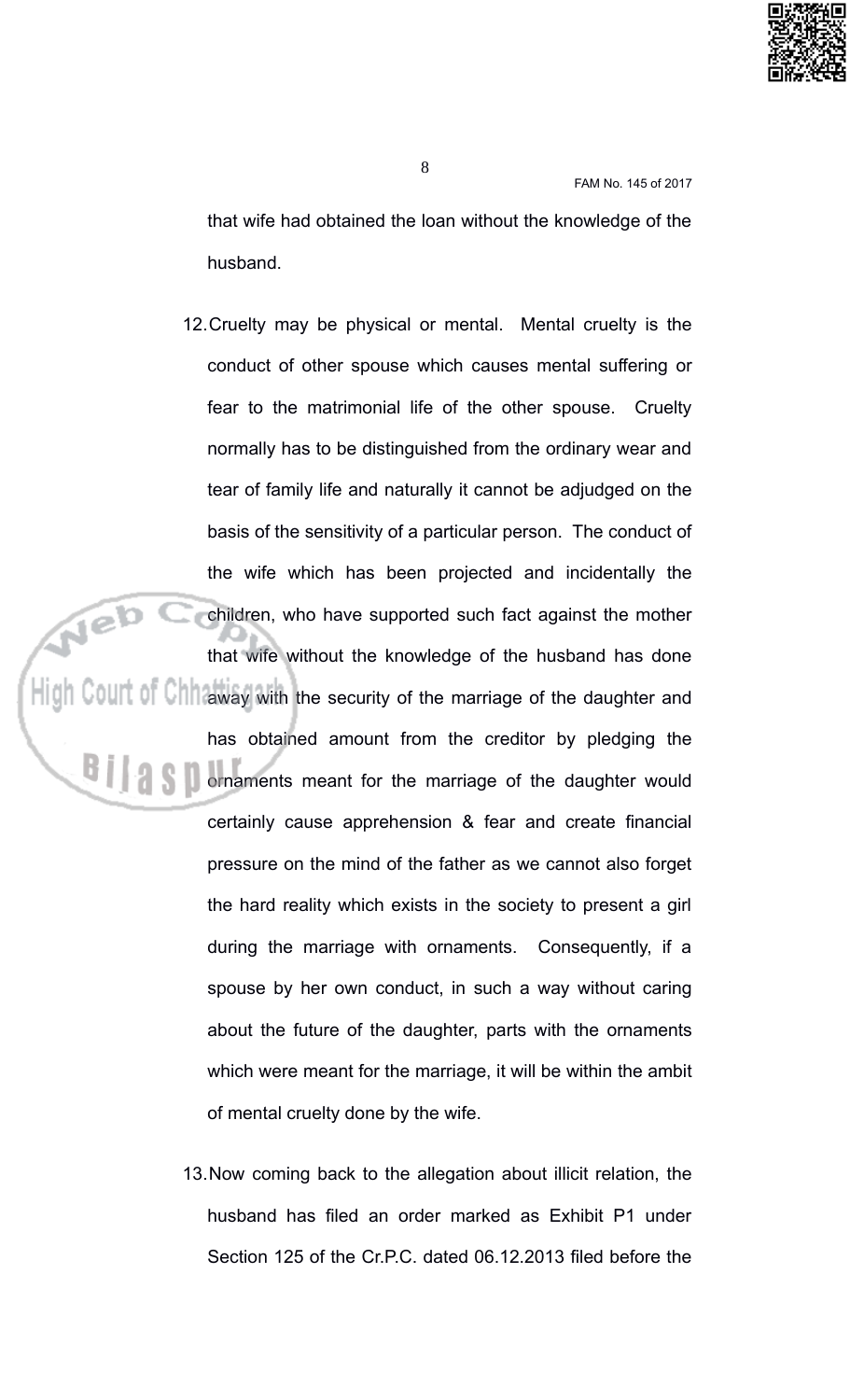that wife had obtained the loan without the knowledge of the husband.

12. Cruelty may be physical or mental. Mental cruelty is the conduct of other spouse which causes mental suffering or fear to the matrimonial life of the other spouse. Cruelty normally has to be distinguished from the ordinary wear and tear of family life and naturally it cannot be adjudged on the basis of the sensitivity of a particular person. The conduct of the wife which has been projected and incidentally the children, who have supported such fact against the mother that wife without the knowledge of the husband has done away with the security of the marriage of the daughter and has obtained amount from the creditor by pledging the ornaments meant for the marriage of the daughter would certainly cause apprehension & fear and create financial pressure on the mind of the father as we cannot also forget the hard reality which exists in the society to present a girl during the marriage with ornaments. Consequently, if a spouse by her own conduct, in such a way without caring about the future of the daughter, parts with the ornaments which were meant for the marriage, it will be within the ambit of mental cruelty done by the wife.

13. Now coming back to the allegation about illicit relation, the husband has filed an order marked as Exhibit P1 under Section 125 of the Cr.P.C. dated 06.12.2013 filed before the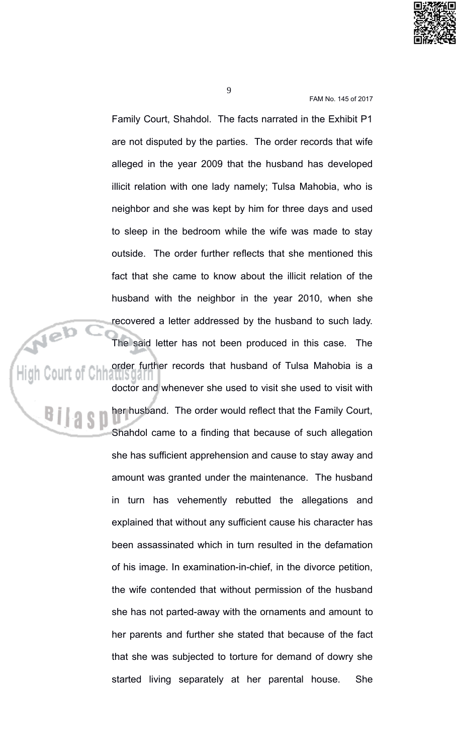Family Court, Shahdol. The facts narrated in the Exhibit P1 are not disputed by the parties. The order records that wife alleged in the year 2009 that the husband has developed illicit relation with one lady namely; Tulsa Mahobia, who is neighbor and she was kept by him for three days and used to sleep in the bedroom while the wife was made to stay outside. The order further reflects that she mentioned this fact that she came to know about the illicit relation of the husband with the neighbor in the year 2010, when she recovered a letter addressed by the husband to such lady. The said letter has not been produced in this case. The order further records that husband of Tulsa Mahobia is a doctor and whenever she used to visit she used to visit with her husband. The order would reflect that the Family Court, Shahdol came to a finding that because of such allegation she has sufficient apprehension and cause to stay away and amount was granted under the maintenance. The husband in turn has vehemently rebutted the allegations and explained that without any sufficient cause his character has been assassinated which in turn resulted in the defamation of his image. In examination-in-chief, in the divorce petition, the wife contended that without permission of the husband she has not parted-away with the ornaments and amount to her parents and further she stated that because of the fact that she was subjected to torture for demand of dowry she started living separately at her parental house. She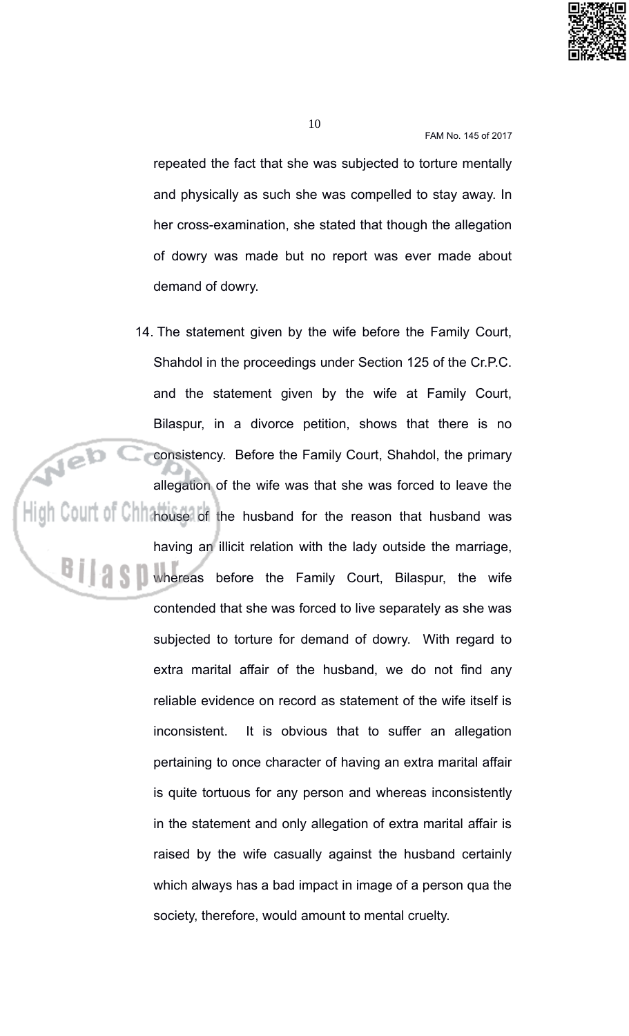repeated the fact that she was subjected to torture mentally and physically as such she was compelled to stay away. In her cross-examination, she stated that though the allegation of dowry was made but no report was ever made about demand of dowry.

14. The statement given by the wife before the Family Court, Shahdol in the proceedings under Section 125 of the Cr.P.C. and the statement given by the wife at Family Court, Bilaspur, in a divorce petition, shows that there is no consistency. Before the Family Court, Shahdol, the primary allegation of the wife was that she was forced to leave the house of the husband for the reason that husband was having an illicit relation with the lady outside the marriage, whereas before the Family Court, Bilaspur, the wife contended that she was forced to live separately as she was subjected to torture for demand of dowry. With regard to extra marital affair of the husband, we do not find any reliable evidence on record as statement of the wife itself is inconsistent. It is obvious that to suffer an allegation pertaining to once character of having an extra marital affair is quite tortuous for any person and whereas inconsistently in the statement and only allegation of extra marital affair is raised by the wife casually against the husband certainly which always has a bad impact in image of a person qua the society, therefore, would amount to mental cruelty.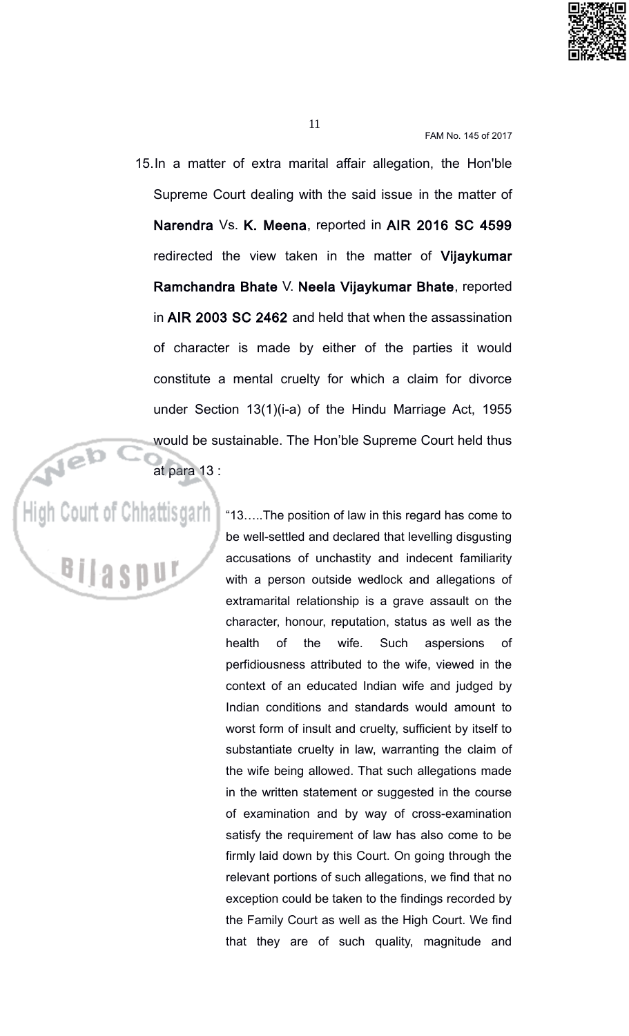15. In a matter of extra marital affair allegation, the Hon'ble Supreme Court dealing with the said issue in the matter of **Narendra** Vs. **K. Meena**, reported in **AIR 2016 SC 4599** redirected the view taken in the matter of **Vijaykumar Ramchandra Bhate** V. **Neela Vijaykumar Bhate**, reported in **AIR 2003 SC 2462** and held that when the assassination of character is made by either of the parties it would constitute a mental cruelty for which a claim for divorce under Section 13(1)(i-a) of the Hindu Marriage Act, 1955 would be sustainable. The Hon'ble Supreme Court held thus at para 13 :

> "13…..The position of law in this regard has come to be well-settled and declared that levelling disgusting accusations of unchastity and indecent familiarity with a person outside wedlock and allegations of extramarital relationship is a grave assault on the character, honour, reputation, status as well as the health of the wife. Such aspersions of perfidiousness attributed to the wife, viewed in the context of an educated Indian wife and judged by Indian conditions and standards would amount to worst form of insult and cruelty, sufficient by itself to substantiate cruelty in law, warranting the claim of the wife being allowed. That such allegations made in the written statement or suggested in the course of examination and by way of cross-examination satisfy the requirement of law has also come to be firmly laid down by this Court. On going through the relevant portions of such allegations, we find that no exception could be taken to the findings recorded by the Family Court as well as the High Court. We find that they are of such quality, magnitude and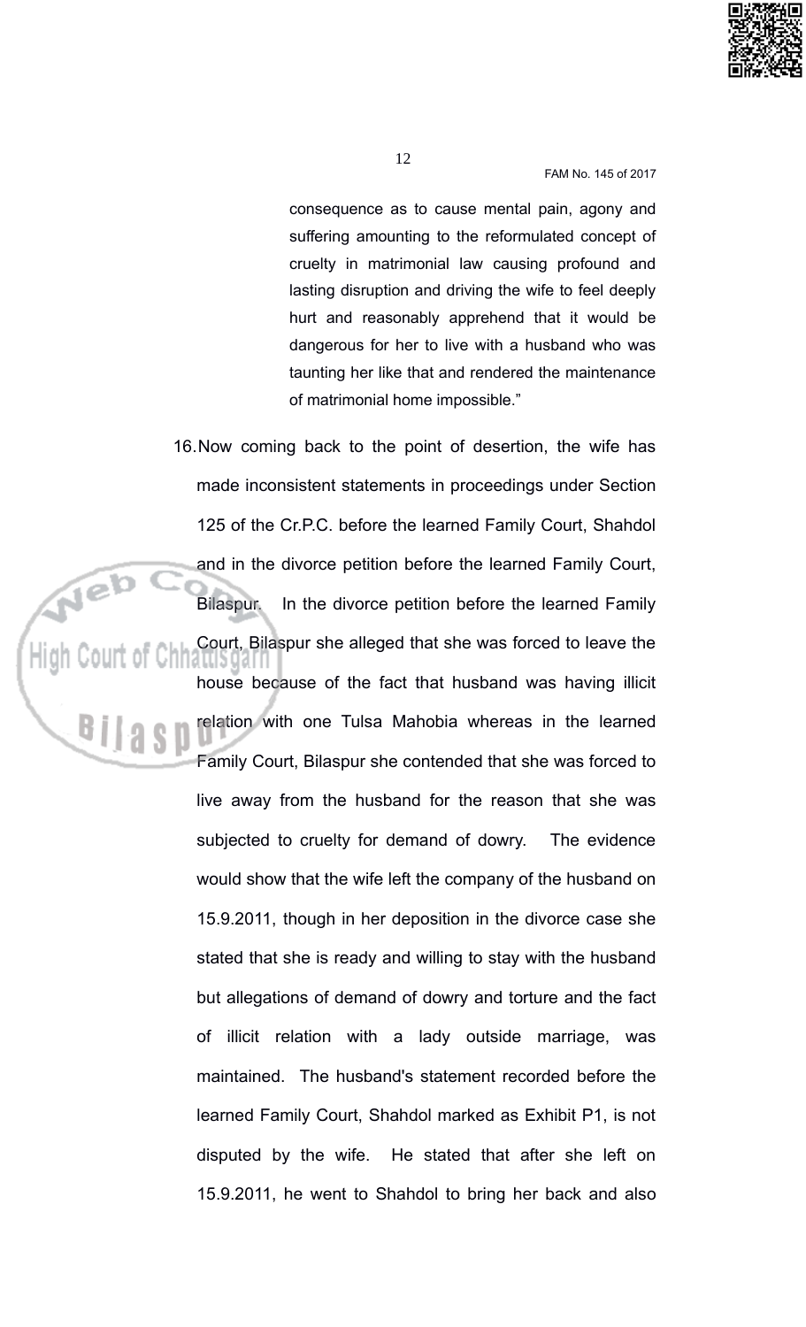consequence as to cause mental pain, agony and suffering amounting to the reformulated concept of cruelty in matrimonial law causing profound and lasting disruption and driving the wife to feel deeply hurt and reasonably apprehend that it would be dangerous for her to live with a husband who was taunting her like that and rendered the maintenance of matrimonial home impossible."

16. Now coming back to the point of desertion, the wife has made inconsistent statements in proceedings under Section 125 of the Cr.P.C. before the learned Family Court, Shahdol and in the divorce petition before the learned Family Court, Bilaspur. In the divorce petition before the learned Family Court, Bilaspur she alleged that she was forced to leave the house because of the fact that husband was having illicit relation with one Tulsa Mahobia whereas in the learned Family Court, Bilaspur she contended that she was forced to live away from the husband for the reason that she was subjected to cruelty for demand of dowry. The evidence would show that the wife left the company of the husband on 15.9.2011, though in her deposition in the divorce case she stated that she is ready and willing to stay with the husband but allegations of demand of dowry and torture and the fact of illicit relation with a lady outside marriage, was maintained. The husband's statement recorded before the learned Family Court, Shahdol marked as Exhibit P1, is not disputed by the wife. He stated that after she left on 15.9.2011, he went to Shahdol to bring her back and also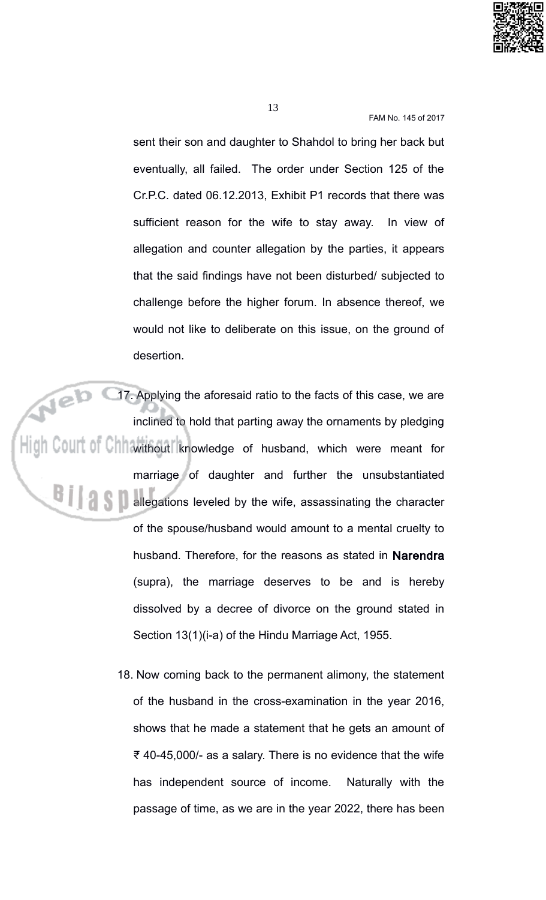sent their son and daughter to Shahdol to bring her back but eventually, all failed. The order under Section 125 of the Cr.P.C. dated 06.12.2013, Exhibit P1 records that there was sufficient reason for the wife to stay away. In view of allegation and counter allegation by the parties, it appears that the said findings have not been disturbed/ subjected to challenge before the higher forum. In absence thereof, we would not like to deliberate on this issue, on the ground of desertion.

17. Applying the aforesaid ratio to the facts of this case, we are inclined to hold that parting away the ornaments by pledging without knowledge of husband, which were meant for marriage of daughter and further the unsubstantiated allegations leveled by the wife, assassinating the character of the spouse/husband would amount to a mental cruelty to husband. Therefore, for the reasons as stated in **Narendra** (supra), the marriage deserves to be and is hereby dissolved by a decree of divorce on the ground stated in Section 13(1)(i-a) of the Hindu Marriage Act, 1955.

18. Now coming back to the permanent alimony, the statement of the husband in the cross-examination in the year 2016, shows that he made a statement that he gets an amount of ₹ 40-45,000/- as a salary. There is no evidence that the wife has independent source of income. Naturally with the passage of time, as we are in the year 2022, there has been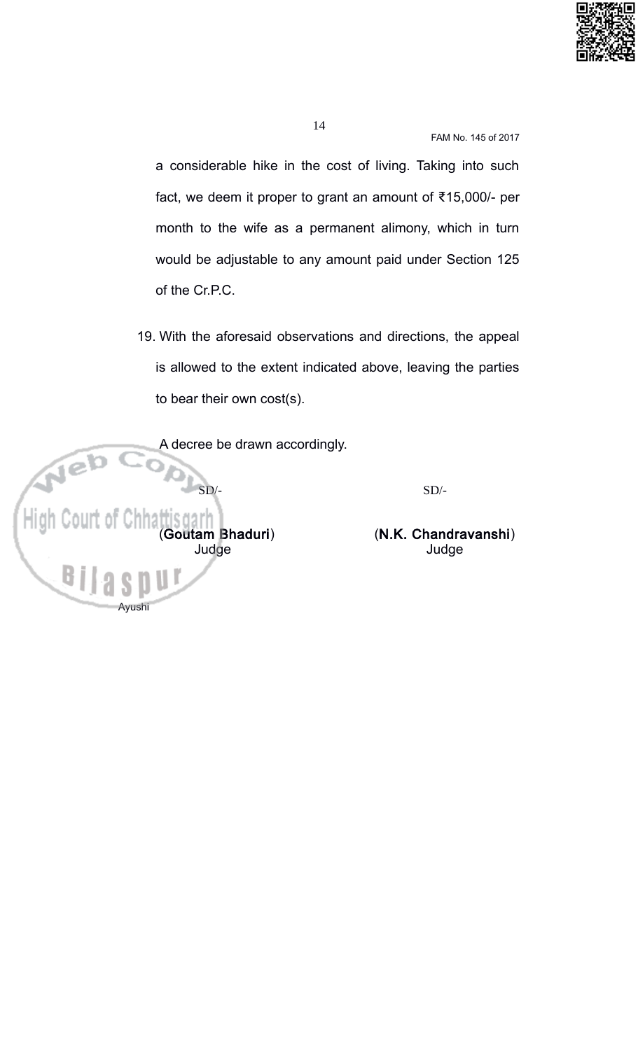a considerable hike in the cost of living. Taking into such fact, we deem it proper to grant an amount of ₹15,000/- per month to the wife as a permanent alimony, which in turn would be adjustable to any amount paid under Section 125 of the Cr.P.C.

19. With the aforesaid observations and directions, the appeal is allowed to the extent indicated above, leaving the parties to bear their own cost(s).

A decree be drawn accordingly.

SD/-

(**Goutam Bhaduri**)
Judge

SD/-

(**N.K. Chandravanshi**)
Judge

Ayushi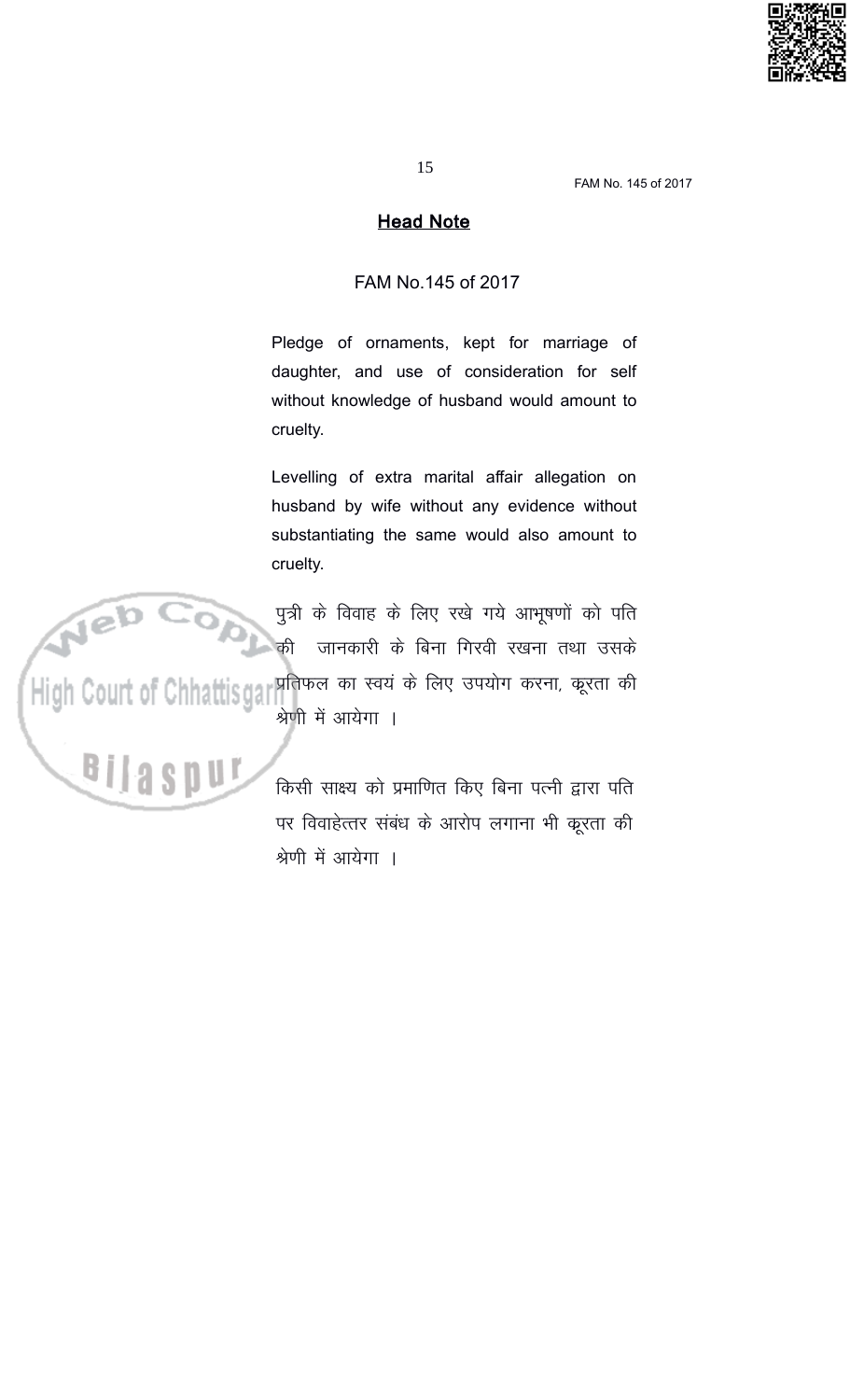## Head Note

FAM No.145 of 2017

Pledge of ornaments, kept for marriage of daughter, and use of consideration for self without knowledge of husband would amount to cruelty.

Levelling of extra marital affair allegation on husband by wife without any evidence without substantiating the same would also amount to cruelty.

पुत्री के विवाह के लिए रखे गये आभूषणों को पति की जानकारी के बिना गिरवी रखना तथा उसके प्रतिफल का स्वयं के लिए उपयोग करना, क्रूरता की श्रेणी में आयेगा ।

किसी साक्ष्य को प्रमाणित किए बिना पत्नी द्वारा पति पर विवाहेत्तर संबंध के आरोप लगाना भी क्रूरता की श्रेणी में आयेगा ।